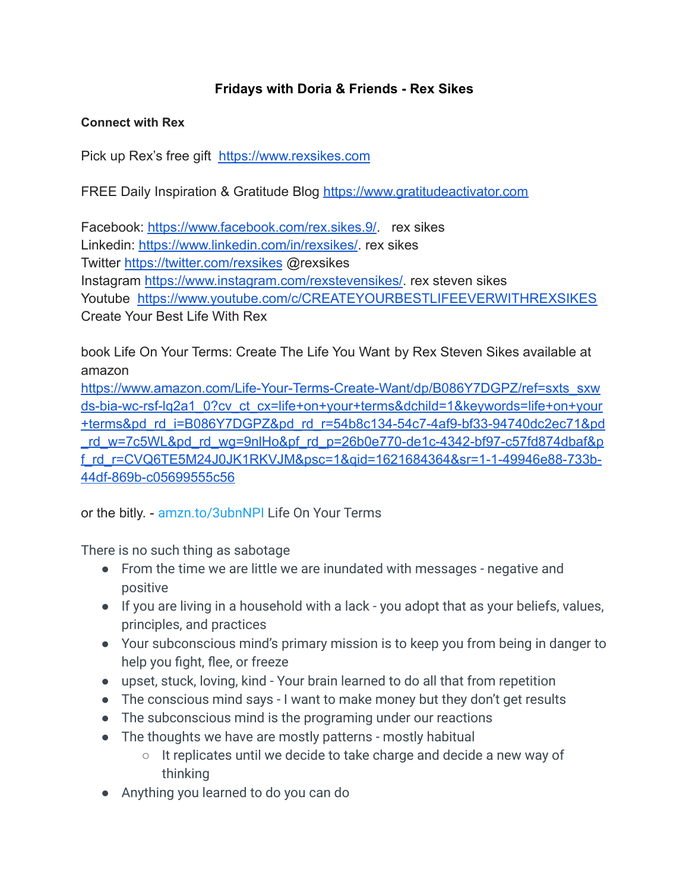# Fridays with Doria & Friends - Rex Sikes

**Connect with Rex**

Pick up Rex's free gift https://www.rexsikes.com

FREE Daily Inspiration & Gratitude Blog https://www.gratitudeactivator.com

Facebook: https://www.facebook.com/rex.sikes.9/. rex sikes
Linkedin: https://www.linkedin.com/in/rexsikes/. rex sikes
Twitter https://twitter.com/rexsikes @rexsikes
Instagram https://www.instagram.com/rexstevensikes/. rex steven sikes
Youtube https://www.youtube.com/c/CREATEYOURBESTLIFEEVERWITHREXSIKES
Create Your Best Life With Rex

book Life On Your Terms: Create The Life You Want by Rex Steven Sikes available at amazon
https://www.amazon.com/Life-Your-Terms-Create-Want/dp/B086Y7DGPZ/ref=sxts_sxwds-bia-wc-rsf-lq2a1_0?cv_ct_cx=life+on+your+terms&dchild=1&keywords=life+on+your+terms&pd_rd_i=B086Y7DGPZ&pd_rd_r=54b8c134-54c7-4af9-bf33-94740dc2ec71&pd_rd_w=7c5WL&pd_rd_wg=9nlHo&pf_rd_p=26b0e770-de1c-4342-bf97-c57fd874dbaf&pf_rd_r=CVQ6TE5M24J0JK1RKVJM&psc=1&qid=1621684364&sr=1-1-49946e88-733b-44df-869b-c05699555c56

or the bitly. - amzn.to/3ubnNPI Life On Your Terms

There is no such thing as sabotage

- From the time we are little we are inundated with messages - negative and positive
- If you are living in a household with a lack - you adopt that as your beliefs, values, principles, and practices
- Your subconscious mind's primary mission is to keep you from being in danger to help you fight, flee, or freeze
- upset, stuck, loving, kind - Your brain learned to do all that from repetition
- The conscious mind says - I want to make money but they don't get results
- The subconscious mind is the programing under our reactions
- The thoughts we have are mostly patterns - mostly habitual
  - It replicates until we decide to take charge and decide a new way of thinking
- Anything you learned to do you can do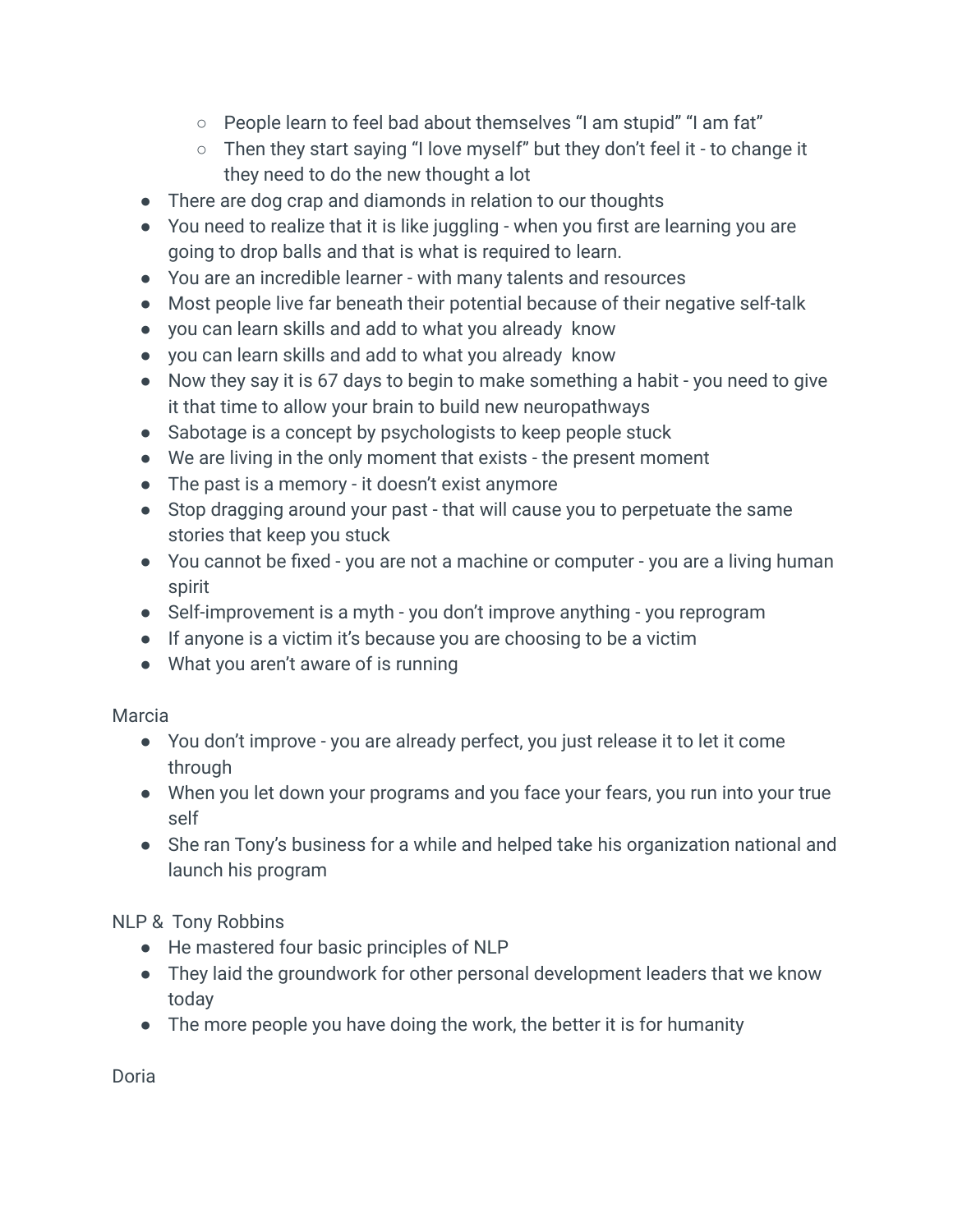- People learn to feel bad about themselves "I am stupid" "I am fat"
    - Then they start saying "I love myself" but they don't feel it - to change it they need to do the new thought a lot
- There are dog crap and diamonds in relation to our thoughts
- You need to realize that it is like juggling - when you first are learning you are going to drop balls and that is what is required to learn.
- You are an incredible learner - with many talents and resources
- Most people live far beneath their potential because of their negative self-talk
- you can learn skills and add to what you already know
- you can learn skills and add to what you already know
- Now they say it is 67 days to begin to make something a habit - you need to give it that time to allow your brain to build new neuropathways
- Sabotage is a concept by psychologists to keep people stuck
- We are living in the only moment that exists - the present moment
- The past is a memory - it doesn't exist anymore
- Stop dragging around your past - that will cause you to perpetuate the same stories that keep you stuck
- You cannot be fixed - you are not a machine or computer - you are a living human spirit
- Self-improvement is a myth - you don't improve anything - you reprogram
- If anyone is a victim it's because you are choosing to be a victim
- What you aren't aware of is running

Marcia

- You don't improve - you are already perfect, you just release it to let it come through
- When you let down your programs and you face your fears, you run into your true self
- She ran Tony's business for a while and helped take his organization national and launch his program

NLP & Tony Robbins

- He mastered four basic principles of NLP
- They laid the groundwork for other personal development leaders that we know today
- The more people you have doing the work, the better it is for humanity

Doria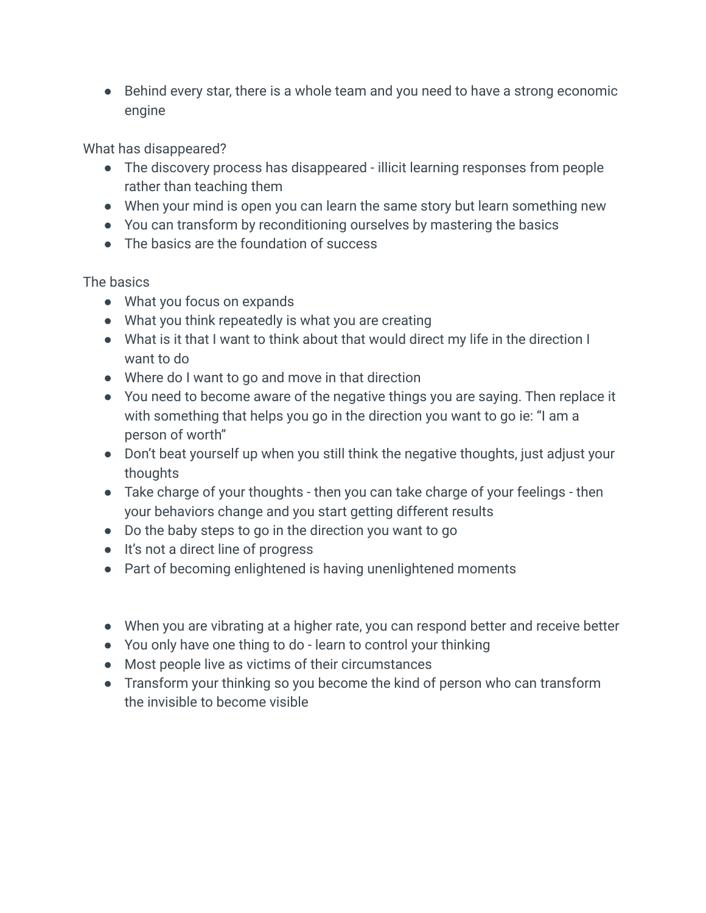- Behind every star, there is a whole team and you need to have a strong economic engine

What has disappeared?

- The discovery process has disappeared - illicit learning responses from people rather than teaching them
- When your mind is open you can learn the same story but learn something new
- You can transform by reconditioning ourselves by mastering the basics
- The basics are the foundation of success

The basics

- What you focus on expands
- What you think repeatedly is what you are creating
- What is it that I want to think about that would direct my life in the direction I want to do
- Where do I want to go and move in that direction
- You need to become aware of the negative things you are saying. Then replace it with something that helps you go in the direction you want to go ie: “I am a person of worth”
- Don’t beat yourself up when you still think the negative thoughts, just adjust your thoughts
- Take charge of your thoughts - then you can take charge of your feelings - then your behaviors change and you start getting different results
- Do the baby steps to go in the direction you want to go
- It’s not a direct line of progress
- Part of becoming enlightened is having unenlightened moments

- When you are vibrating at a higher rate, you can respond better and receive better
- You only have one thing to do - learn to control your thinking
- Most people live as victims of their circumstances
- Transform your thinking so you become the kind of person who can transform the invisible to become visible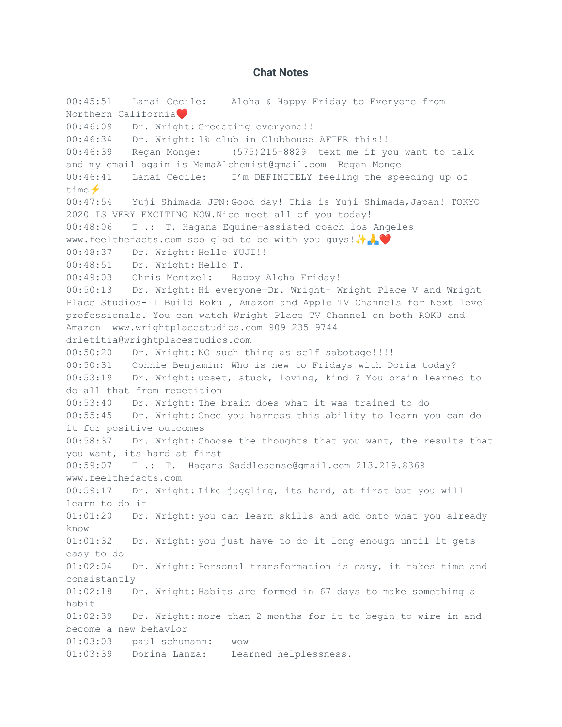### Chat Notes

00:45:51 Lanai Cecile: Aloha & Happy Friday to Everyone from Northern California❤️
00:46:09 Dr. Wright: Greeeting everyone!!
00:46:34 Dr. Wright: 1% club in Clubhouse AFTER this!!
00:46:39 Regan Monge: (575)215-8829 text me if you want to talk and my email again is MamaAlchemist@gmail.com Regan Monge
00:46:41 Lanai Cecile: I'm DEFINITELY feeling the speeding up of time⚡
00:47:54 Yuji Shimada JPN: Good day! This is Yuji Shimada, Japan! TOKYO 2020 IS VERY EXCITING NOW. Nice meet all of you today!
00:48:06 T .: T. Hagans Equine-assisted coach los Angeles www.feelthefacts.com soo glad to be with you guys!✨🙏❤️
00:48:37 Dr. Wright: Hello YUJI!!
00:48:51 Dr. Wright: Hello T.
00:49:03 Chris Mentzel: Happy Aloha Friday!
00:50:13 Dr. Wright: Hi everyone—Dr. Wright- Wright Place V and Wright Place Studios- I Build Roku , Amazon and Apple TV Channels for Next level professionals. You can watch Wright Place TV Channel on both ROKU and Amazon www.wrightplacestudios.com 909 235 9744 drletitia@wrightplacestudios.com
00:50:20 Dr. Wright: NO such thing as self sabotage!!!!
00:50:31 Connie Benjamin: Who is new to Fridays with Doria today?
00:53:19 Dr. Wright: upset, stuck, loving, kind ? You brain learned to do all that from repetition
00:53:40 Dr. Wright: The brain does what it was trained to do
00:55:45 Dr. Wright: Once you harness this ability to learn you can do it for positive outcomes
00:58:37 Dr. Wright: Choose the thoughts that you want, the results that you want, its hard at first
00:59:07 T .: T. Hagans Saddlesense@gmail.com 213.219.8369 www.feelthefacts.com
00:59:17 Dr. Wright: Like juggling, its hard, at first but you will learn to do it
01:01:20 Dr. Wright: you can learn skills and add onto what you already know
01:01:32 Dr. Wright: you just have to do it long enough until it gets easy to do
01:02:04 Dr. Wright: Personal transformation is easy, it takes time and consistantly
01:02:18 Dr. Wright: Habits are formed in 67 days to make something a habit
01:02:39 Dr. Wright: more than 2 months for it to begin to wire in and become a new behavior
01:03:03 paul schumann: wow
01:03:39 Dorina Lanza: Learned helplessness.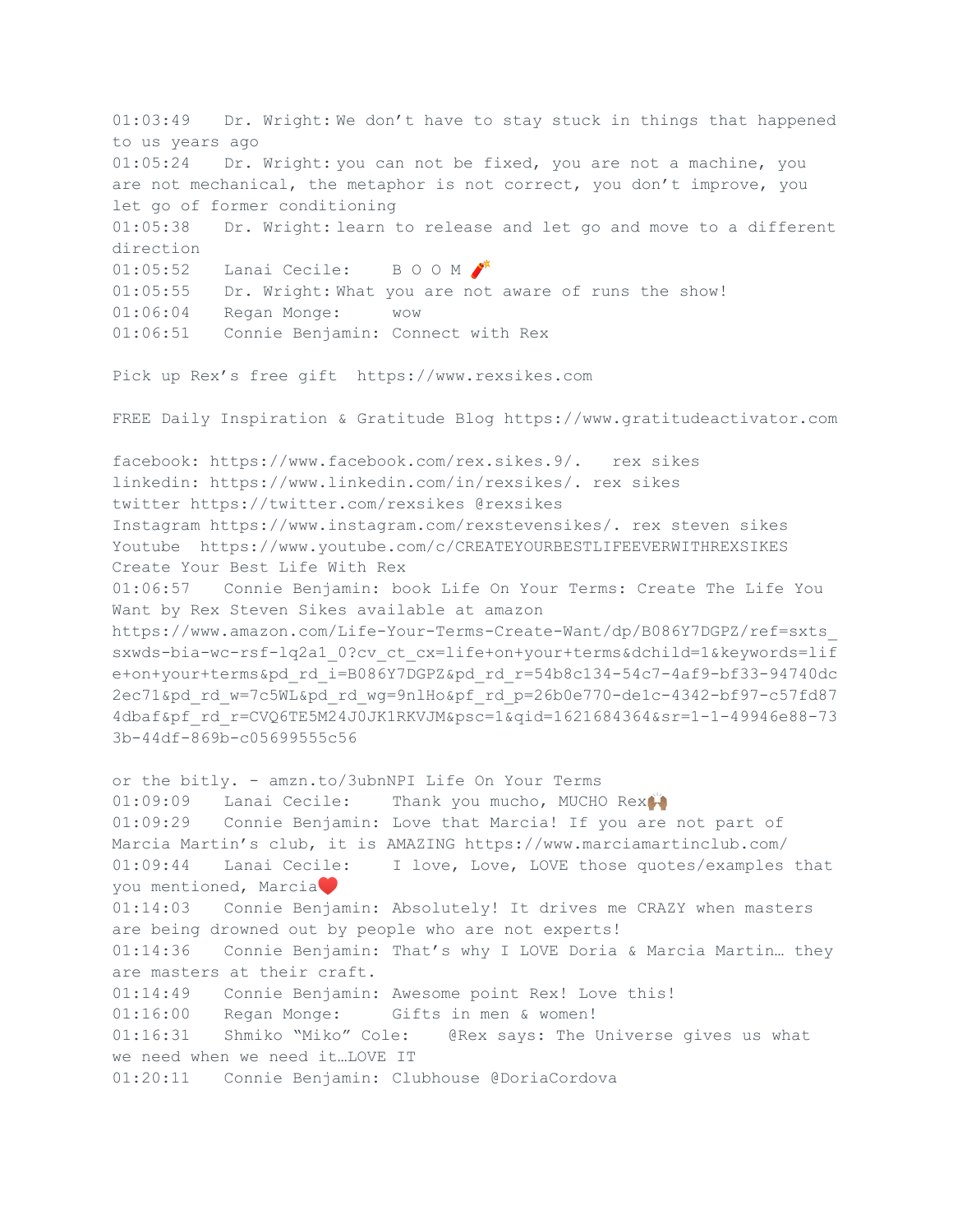01:03:49 Dr. Wright: We don’t have to stay stuck in things that happened to us years ago

01:05:24 Dr. Wright: you can not be fixed, you are not a machine, you are not mechanical, the metaphor is not correct, you don’t improve, you let go of former conditioning

01:05:38 Dr. Wright: learn to release and let go and move to a different direction

01:05:52 Lanai Cecile: B O O M 🧨

01:05:55 Dr. Wright: What you are not aware of runs the show!

01:06:04 Regan Monge: wow

01:06:51 Connie Benjamin: Connect with Rex

Pick up Rex’s free gift https://www.rexsikes.com

FREE Daily Inspiration & Gratitude Blog https://www.gratitudeactivator.com

facebook: https://www.facebook.com/rex.sikes.9/. rex sikes
linkedin: https://www.linkedin.com/in/rexsikes/. rex sikes
twitter https://twitter.com/rexsikes @rexsikes
Instagram https://www.instagram.com/rexstevensikes/. rex steven sikes
Youtube https://www.youtube.com/c/CREATEYOURBESTLIFEEVERWITHREXSIKES
Create Your Best Life With Rex

01:06:57 Connie Benjamin: book Life On Your Terms: Create The Life You Want by Rex Steven Sikes available at amazon https://www.amazon.com/Life-Your-Terms-Create-Want/dp/B086Y7DGPZ/ref=sxts_sxwds-bia-wc-rsf-lq2a1_0?cv_ct_cx=life+on+your+terms&dchild=1&keywords=life+on+your+terms&pd_rd_i=B086Y7DGPZ&pd_rd_r=54b8c134-54c7-4af9-bf33-94740dc2ec71&pd_rd_w=7c5WL&pd_rd_wg=9nlHo&pf_rd_p=26b0e770-de1c-4342-bf97-c57fd874dbaf&pf_rd_r=CVQ6TE5M24J0JK1RKVJM&psc=1&qid=1621684364&sr=1-1-49946e88-733b-44df-869b-c05699555c56

or the bitly. - amzn.to/3ubnNPI Life On Your Terms

01:09:09 Lanai Cecile: Thank you mucho, MUCHO Rex🙌🏾

01:09:29 Connie Benjamin: Love that Marcia! If you are not part of Marcia Martin’s club, it is AMAZING https://www.marciamartinclub.com/

01:09:44 Lanai Cecile: I love, Love, LOVE those quotes/examples that you mentioned, Marcia❤️

01:14:03 Connie Benjamin: Absolutely! It drives me CRAZY when masters are being drowned out by people who are not experts!

01:14:36 Connie Benjamin: That’s why I LOVE Doria & Marcia Martin… they are masters at their craft.

01:14:49 Connie Benjamin: Awesome point Rex! Love this!

01:16:00 Regan Monge: Gifts in men & women!

01:16:31 Shmiko “Miko” Cole: @Rex says: The Universe gives us what we need when we need it…LOVE IT

01:20:11 Connie Benjamin: Clubhouse @DoriaCordova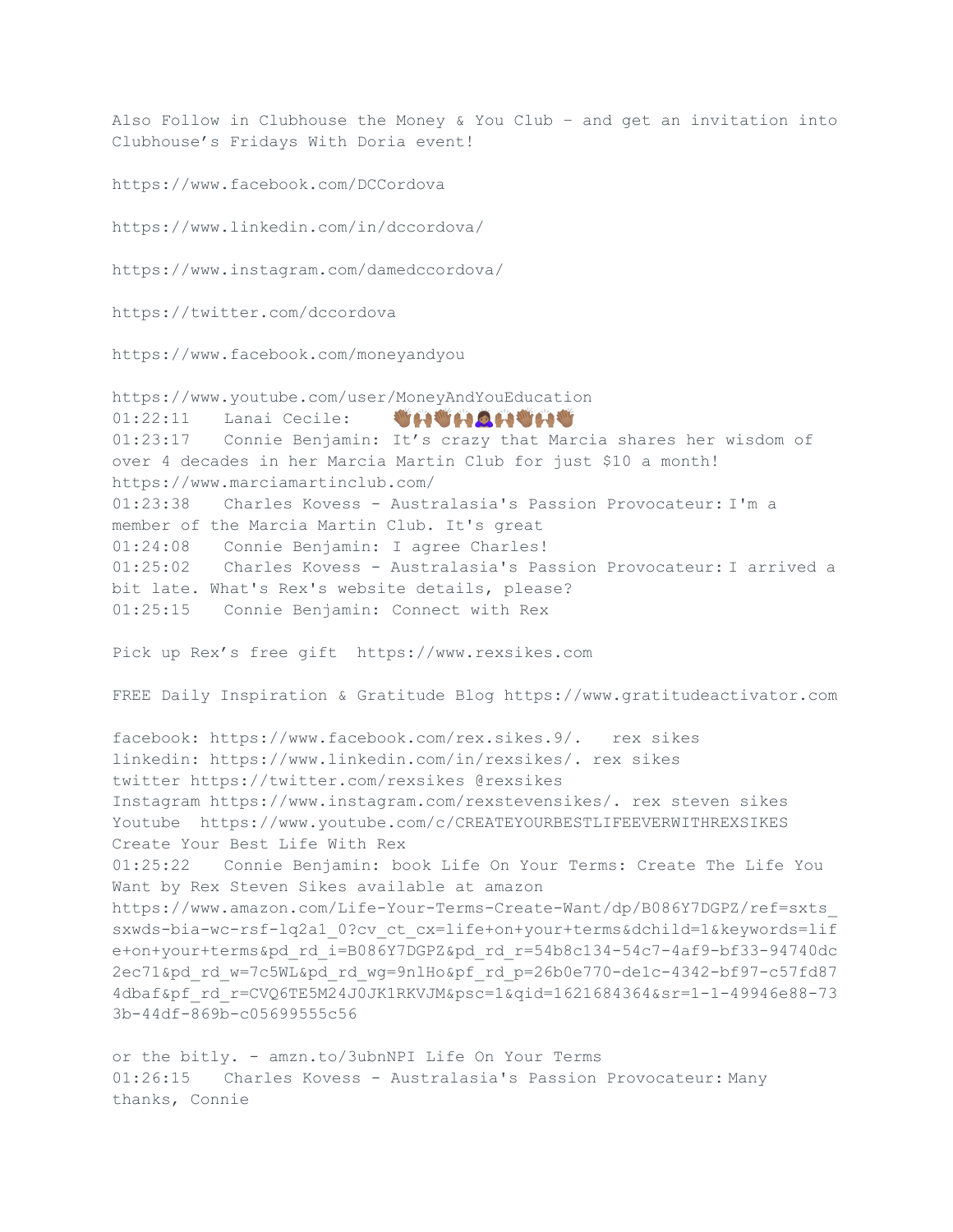Also Follow in Clubhouse the Money & You Club - and get an invitation into Clubhouse's Fridays With Doria event!

https://www.facebook.com/DCCordova

https://www.linkedin.com/in/dccordova/

https://www.instagram.com/damedccordova/

https://twitter.com/dccordova

https://www.facebook.com/moneyandyou

https://www.youtube.com/user/MoneyAndYouEducation
01:22:11 Lanai Cecile: 👏🏾🙌🏾👏🏾🙌🏾🙇🏾‍♀️🙌🏾👏🏾🙌🏾👏🏾
01:23:17 Connie Benjamin: It's crazy that Marcia shares her wisdom of over 4 decades in her Marcia Martin Club for just $10 a month!
https://www.marciamartinclub.com/
01:23:38 Charles Kovess - Australasia's Passion Provocateur: I'm a member of the Marcia Martin Club. It's great
01:24:08 Connie Benjamin: I agree Charles!
01:25:02 Charles Kovess - Australasia's Passion Provocateur: I arrived a bit late. What's Rex's website details, please?
01:25:15 Connie Benjamin: Connect with Rex

Pick up Rex's free gift https://www.rexsikes.com

FREE Daily Inspiration & Gratitude Blog https://www.gratitudeactivator.com

facebook: https://www.facebook.com/rex.sikes.9/. rex sikes
linkedin: https://www.linkedin.com/in/rexsikes/. rex sikes
twitter https://twitter.com/rexsikes @rexsikes
Instagram https://www.instagram.com/rexstevensikes/. rex steven sikes
Youtube https://www.youtube.com/c/CREATEYOURBESTLIFEEVERWITHREXSIKES Create Your Best Life With Rex
01:25:22 Connie Benjamin: book Life On Your Terms: Create The Life You Want by Rex Steven Sikes available at amazon
https://www.amazon.com/Life-Your-Terms-Create-Want/dp/B086Y7DGPZ/ref=sxts_sxwds-bia-wc-rsf-lq2a1_0?cv_ct_cx=life+on+your+terms&dchild=1&keywords=life+on+your+terms&pd_rd_i=B086Y7DGPZ&pd_rd_r=54b8c134-54c7-4af9-bf33-94740dc2ec71&pd_rd_w=7c5WL&pd_rd_wg=9nlHo&pf_rd_p=26b0e770-de1c-4342-bf97-c57fd874dbaf&pf_rd_r=CVQ6TE5M24J0JK1RKVJM&psc=1&qid=1621684364&sr=1-1-49946e88-733b-44df-869b-c05699555c56

or the bitly. - amzn.to/3ubnNPI Life On Your Terms
01:26:15 Charles Kovess - Australasia's Passion Provocateur: Many thanks, Connie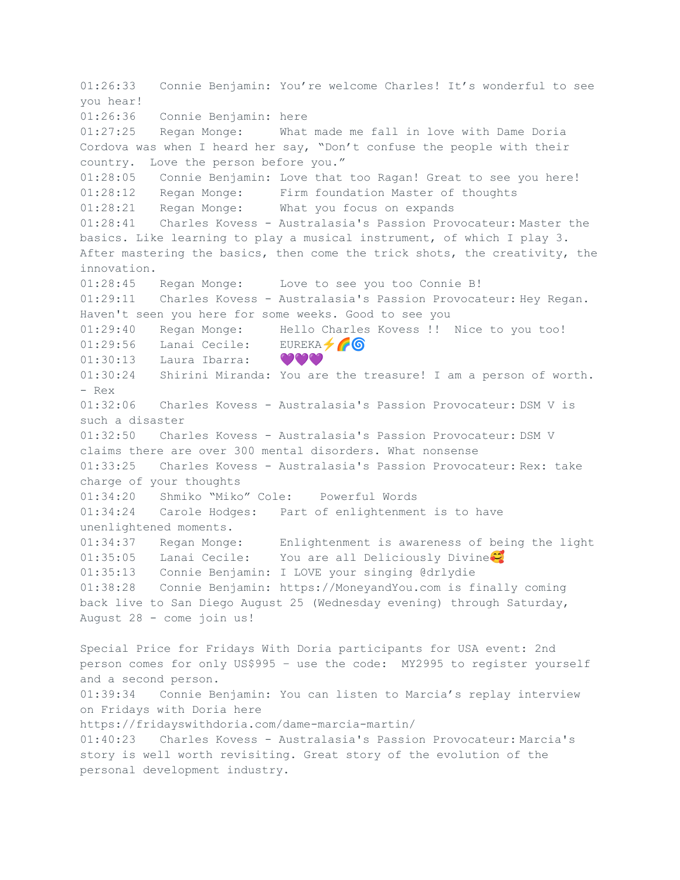01:26:33 Connie Benjamin: You're welcome Charles! It's wonderful to see you hear!
01:26:36 Connie Benjamin: here
01:27:25 Regan Monge: What made me fall in love with Dame Doria Cordova was when I heard her say, "Don't confuse the people with their country. Love the person before you."
01:28:05 Connie Benjamin: Love that too Ragan! Great to see you here!
01:28:12 Regan Monge: Firm foundation Master of thoughts
01:28:21 Regan Monge: What you focus on expands
01:28:41 Charles Kovess - Australasia's Passion Provocateur: Master the basics. Like learning to play a musical instrument, of which I play 3. After mastering the basics, then come the trick shots, the creativity, the innovation.
01:28:45 Regan Monge: Love to see you too Connie B!
01:29:11 Charles Kovess - Australasia's Passion Provocateur: Hey Regan. Haven't seen you here for some weeks. Good to see you
01:29:40 Regan Monge: Hello Charles Kovess !! Nice to you too!
01:29:56 Lanai Cecile: EUREKA⚡🌈🌀
01:30:13 Laura Ibarra: 💜💜💜
01:30:24 Shirini Miranda: You are the treasure! I am a person of worth. - Rex
01:32:06 Charles Kovess - Australasia's Passion Provocateur: DSM V is such a disaster
01:32:50 Charles Kovess - Australasia's Passion Provocateur: DSM V claims there are over 300 mental disorders. What nonsense
01:33:25 Charles Kovess - Australasia's Passion Provocateur: Rex: take charge of your thoughts
01:34:20 Shmiko "Miko" Cole: Powerful Words
01:34:24 Carole Hodges: Part of enlightenment is to have unenlightened moments.
01:34:37 Regan Monge: Enlightenment is awareness of being the light
01:35:05 Lanai Cecile: You are all Deliciously Divine🥰
01:35:13 Connie Benjamin: I LOVE your singing @drlydie
01:38:28 Connie Benjamin: https://MoneyandYou.com is finally coming back live to San Diego August 25 (Wednesday evening) through Saturday, August 28 - come join us!

Special Price for Fridays With Doria participants for USA event: 2nd person comes for only US$995 - use the code: MY2995 to register yourself and a second person.
01:39:34 Connie Benjamin: You can listen to Marcia's replay interview on Fridays with Doria here
https://fridayswithdoria.com/dame-marcia-martin/
01:40:23 Charles Kovess - Australasia's Passion Provocateur: Marcia's story is well worth revisiting. Great story of the evolution of the personal development industry.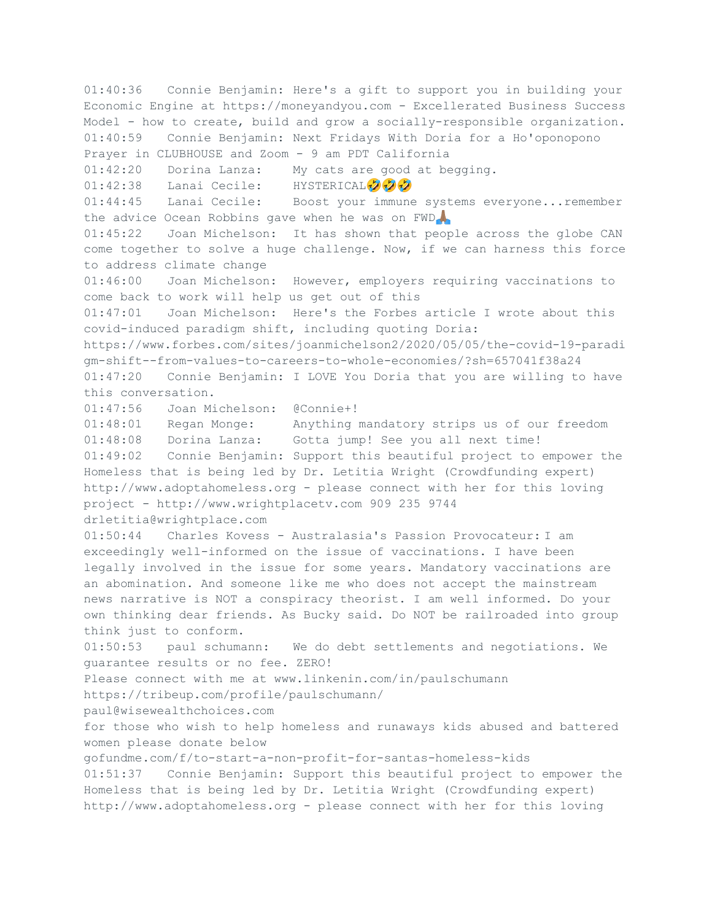01:40:36 Connie Benjamin: Here's a gift to support you in building your Economic Engine at https://moneyandyou.com - Excellerated Business Success Model - how to create, build and grow a socially-responsible organization.
01:40:59 Connie Benjamin: Next Fridays With Doria for a Ho'oponopono Prayer in CLUBHOUSE and Zoom - 9 am PDT California
01:42:20 Dorina Lanza: My cats are good at begging.
01:42:38 Lanai Cecile: HYSTERICAL🤣🤣🤣
01:44:45 Lanai Cecile: Boost your immune systems everyone...remember the advice Ocean Robbins gave when he was on FWD🙏🏽
01:45:22 Joan Michelson: It has shown that people across the globe CAN come together to solve a huge challenge. Now, if we can harness this force to address climate change
01:46:00 Joan Michelson: However, employers requiring vaccinations to come back to work will help us get out of this
01:47:01 Joan Michelson: Here's the Forbes article I wrote about this covid-induced paradigm shift, including quoting Doria:
https://www.forbes.com/sites/joanmichelson2/2020/05/05/the-covid-19-paradigm-shift--from-values-to-careers-to-whole-economies/?sh=657041f38a24
01:47:20 Connie Benjamin: I LOVE You Doria that you are willing to have this conversation.
01:47:56 Joan Michelson: @Connie+!
01:48:01 Regan Monge: Anything mandatory strips us of our freedom
01:48:08 Dorina Lanza: Gotta jump! See you all next time!
01:49:02 Connie Benjamin: Support this beautiful project to empower the Homeless that is being led by Dr. Letitia Wright (Crowdfunding expert) http://www.adoptahomeless.org - please connect with her for this loving project - http://www.wrightplacetv.com 909 235 9744 drletitia@wrightplace.com
01:50:44 Charles Kovess - Australasia's Passion Provocateur: I am exceedingly well-informed on the issue of vaccinations. I have been legally involved in the issue for some years. Mandatory vaccinations are an abomination. And someone like me who does not accept the mainstream news narrative is NOT a conspiracy theorist. I am well informed. Do your own thinking dear friends. As Bucky said. Do NOT be railroaded into group think just to conform.
01:50:53 paul schumann: We do debt settlements and negotiations. We guarantee results or no fee. ZERO!
Please connect with me at www.linkenin.com/in/paulschumann
https://tribeup.com/profile/paulschumann/
paul@wisewealthchoices.com
for those who wish to help homeless and runaways kids abused and battered women please donate below
gofundme.com/f/to-start-a-non-profit-for-santas-homeless-kids
01:51:37 Connie Benjamin: Support this beautiful project to empower the Homeless that is being led by Dr. Letitia Wright (Crowdfunding expert) http://www.adoptahomeless.org - please connect with her for this loving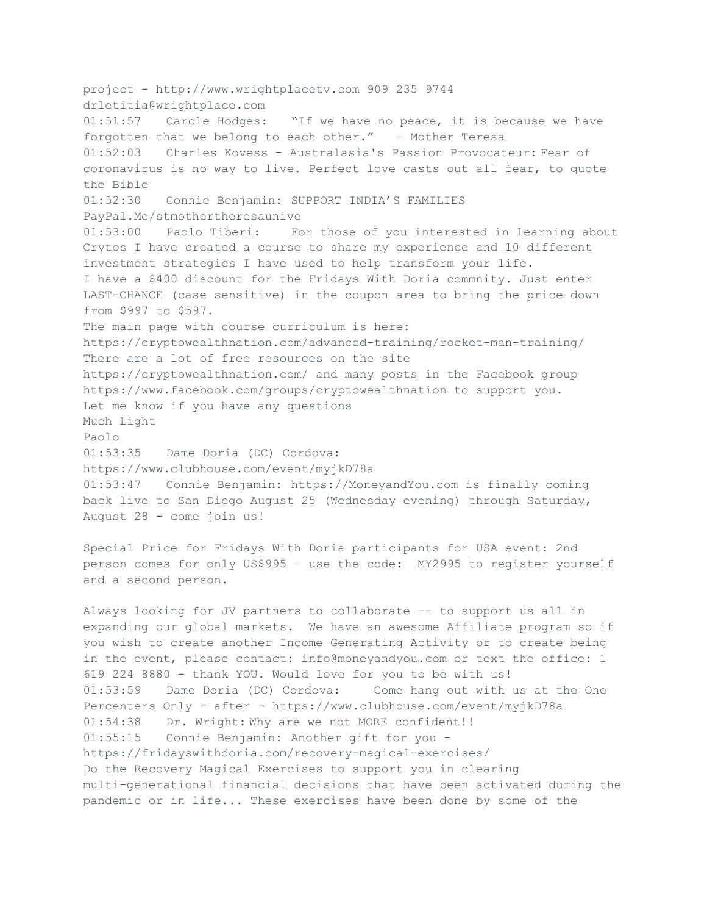project - http://www.wrightplacetv.com 909 235 9744
drletitia@wrightplace.com
01:51:57 Carole Hodges: "If we have no peace, it is because we have forgotten that we belong to each other." — Mother Teresa
01:52:03 Charles Kovess - Australasia's Passion Provocateur: Fear of coronavirus is no way to live. Perfect love casts out all fear, to quote the Bible
01:52:30 Connie Benjamin: SUPPORT INDIA'S FAMILIES
PayPal.Me/stmothertheresaunive
01:53:00 Paolo Tiberi: For those of you interested in learning about Crytos I have created a course to share my experience and 10 different investment strategies I have used to help transform your life.
I have a $400 discount for the Fridays With Doria commnity. Just enter LAST-CHANCE (case sensitive) in the coupon area to bring the price down from $997 to $597.
The main page with course curriculum is here:
https://cryptowealthnation.com/advanced-training/rocket-man-training/
There are a lot of free resources on the site
https://cryptowealthnation.com/ and many posts in the Facebook group
https://www.facebook.com/groups/cryptowealthnation to support you.
Let me know if you have any questions
Much Light
Paolo
01:53:35 Dame Doria (DC) Cordova:
https://www.clubhouse.com/event/myjkD78a
01:53:47 Connie Benjamin: https://MoneyandYou.com is finally coming back live to San Diego August 25 (Wednesday evening) through Saturday, August 28 - come join us!

Special Price for Fridays With Doria participants for USA event: 2nd person comes for only US$995 - use the code: MY2995 to register yourself and a second person.

Always looking for JV partners to collaborate -- to support us all in expanding our global markets. We have an awesome Affiliate program so if you wish to create another Income Generating Activity or to create being in the event, please contact: info@moneyandyou.com or text the office: 1 619 224 8880 - thank YOU. Would love for you to be with us!
01:53:59 Dame Doria (DC) Cordova: Come hang out with us at the One Percenters Only - after - https://www.clubhouse.com/event/myjkD78a
01:54:38 Dr. Wright: Why are we not MORE confident!!
01:55:15 Connie Benjamin: Another gift for you -
https://fridayswithdoria.com/recovery-magical-exercises/
Do the Recovery Magical Exercises to support you in clearing multi-generational financial decisions that have been activated during the pandemic or in life... These exercises have been done by some of the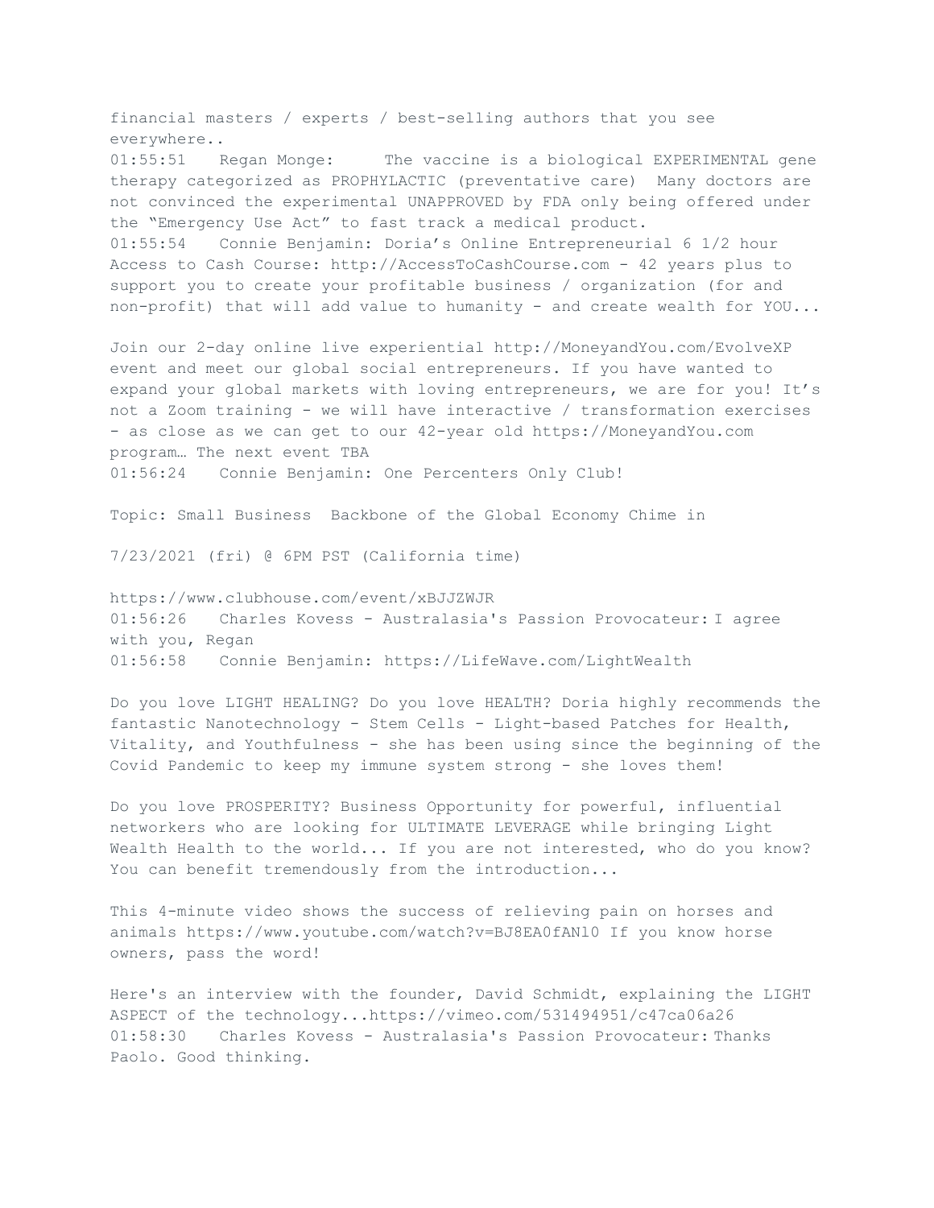financial masters / experts / best-selling authors that you see everywhere..

01:55:51 Regan Monge: The vaccine is a biological EXPERIMENTAL gene therapy categorized as PROPHYLACTIC (preventative care) Many doctors are not convinced the experimental UNAPPROVED by FDA only being offered under the "Emergency Use Act" to fast track a medical product.

01:55:54 Connie Benjamin: Doria's Online Entrepreneurial 6 1/2 hour Access to Cash Course: http://AccessToCashCourse.com - 42 years plus to support you to create your profitable business / organization (for and non-profit) that will add value to humanity - and create wealth for YOU...

Join our 2-day online live experiential http://MoneyandYou.com/EvolveXP event and meet our global social entrepreneurs. If you have wanted to expand your global markets with loving entrepreneurs, we are for you! It's not a Zoom training - we will have interactive / transformation exercises - as close as we can get to our 42-year old https://MoneyandYou.com program… The next event TBA

01:56:24 Connie Benjamin: One Percenters Only Club!

Topic: Small Business Backbone of the Global Economy Chime in

7/23/2021 (fri) @ 6PM PST (California time)

https://www.clubhouse.com/event/xBJJZWJR

01:56:26 Charles Kovess - Australasia's Passion Provocateur: I agree with you, Regan

01:56:58 Connie Benjamin: https://LifeWave.com/LightWealth

Do you love LIGHT HEALING? Do you love HEALTH? Doria highly recommends the fantastic Nanotechnology - Stem Cells - Light-based Patches for Health, Vitality, and Youthfulness - she has been using since the beginning of the Covid Pandemic to keep my immune system strong - she loves them!

Do you love PROSPERITY? Business Opportunity for powerful, influential networkers who are looking for ULTIMATE LEVERAGE while bringing Light Wealth Health to the world... If you are not interested, who do you know? You can benefit tremendously from the introduction...

This 4-minute video shows the success of relieving pain on horses and animals https://www.youtube.com/watch?v=BJ8EA0fANl0 If you know horse owners, pass the word!

Here's an interview with the founder, David Schmidt, explaining the LIGHT ASPECT of the technology...https://vimeo.com/531494951/c47ca06a26

01:58:30 Charles Kovess - Australasia's Passion Provocateur: Thanks Paolo. Good thinking.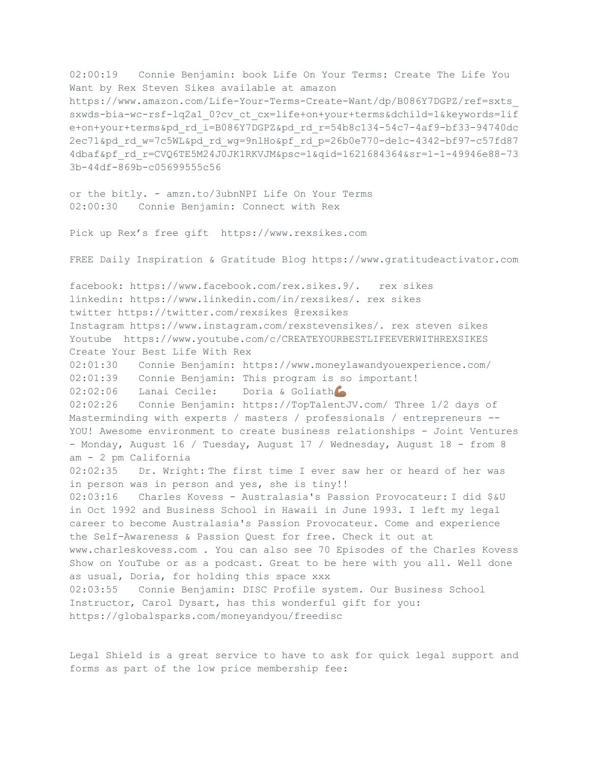02:00:19 Connie Benjamin: book Life On Your Terms: Create The Life You Want by Rex Steven Sikes available at amazon https://www.amazon.com/Life-Your-Terms-Create-Want/dp/B086Y7DGPZ/ref=sxts_sxwds-bia-wc-rsf-lq2a1_0?cv_ct_cx=life+on+your+terms&dchild=1&keywords=life+on+your+terms&pd_rd_i=B086Y7DGPZ&pd_rd_r=54b8c134-54c7-4af9-bf33-94740dc2ec71&pd_rd_w=7c5WL&pd_rd_wg=9nlHo&pf_rd_p=26b0e770-de1c-4342-bf97-c57fd874dbaf&pf_rd_r=CVQ6TE5M24J0JK1RKVJM&psc=1&qid=1621684364&sr=1-1-49946e88-733b-44df-869b-c05699555c56

or the bitly. - amzn.to/3ubnNPI Life On Your Terms

02:00:30 Connie Benjamin: Connect with Rex

Pick up Rex's free gift https://www.rexsikes.com

FREE Daily Inspiration & Gratitude Blog https://www.gratitudeactivator.com

facebook: https://www.facebook.com/rex.sikes.9/. rex sikes
linkedin: https://www.linkedin.com/in/rexsikes/. rex sikes
twitter https://twitter.com/rexsikes @rexsikes
Instagram https://www.instagram.com/rexstevensikes/. rex steven sikes
Youtube https://www.youtube.com/c/CREATEYOURBESTLIFEEVERWITHREXSIKES Create Your Best Life With Rex

02:01:30 Connie Benjamin: https://www.moneylawandyouexperience.com/

02:01:39 Connie Benjamin: This program is so important!

02:02:06 Lanai Cecile: Doria & Goliath💪🏽

02:02:26 Connie Benjamin: https://TopTalentJV.com/ Three 1/2 days of Masterminding with experts / masters / professionals / entrepreneurs -- YOU! Awesome environment to create business relationships - Joint Ventures - Monday, August 16 / Tuesday, August 17 / Wednesday, August 18 - from 8 am - 2 pm California

02:02:35 Dr. Wright: The first time I ever saw her or heard of her was in person was in person and yes, she is tiny!!

02:03:16 Charles Kovess - Australasia's Passion Provocateur: I did $&U in Oct 1992 and Business School in Hawaii in June 1993. I left my legal career to become Australasia's Passion Provocateur. Come and experience the Self-Awareness & Passion Quest for free. Check it out at www.charleskovess.com . You can also see 70 Episodes of the Charles Kovess Show on YouTube or as a podcast. Great to be here with you all. Well done as usual, Doria, for holding this space xxx

02:03:55 Connie Benjamin: DISC Profile system. Our Business School Instructor, Carol Dysart, has this wonderful gift for you: https://globalsparks.com/moneyandyou/freedisc

Legal Shield is a great service to have to ask for quick legal support and forms as part of the low price membership fee: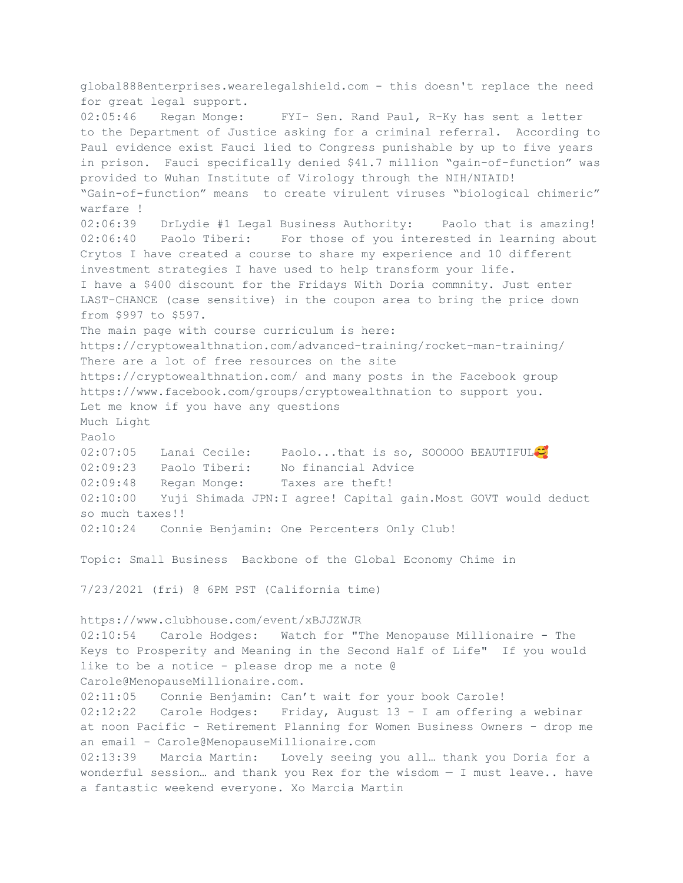global888enterprises.wearelegalshield.com - this doesn't replace the need for great legal support.

02:05:46 Regan Monge: FYI- Sen. Rand Paul, R-Ky has sent a letter to the Department of Justice asking for a criminal referral. According to Paul evidence exist Fauci lied to Congress punishable by up to five years in prison. Fauci specifically denied $41.7 million "gain-of-function" was provided to Wuhan Institute of Virology through the NIH/NIAID!
"Gain-of-function" means to create virulent viruses "biological chimeric" warfare !

02:06:39 DrLydie #1 Legal Business Authority: Paolo that is amazing!

02:06:40 Paolo Tiberi: For those of you interested in learning about Crytos I have created a course to share my experience and 10 different investment strategies I have used to help transform your life.
I have a $400 discount for the Fridays With Doria commnity. Just enter LAST-CHANCE (case sensitive) in the coupon area to bring the price down from $997 to $597.
The main page with course curriculum is here:
https://cryptowealthnation.com/advanced-training/rocket-man-training/
There are a lot of free resources on the site
https://cryptowealthnation.com/ and many posts in the Facebook group
https://www.facebook.com/groups/cryptowealthnation to support you.
Let me know if you have any questions
Much Light
Paolo

02:07:05 Lanai Cecile: Paolo...that is so, SOOOOO BEAUTIFUL🥰

02:09:23 Paolo Tiberi: No financial Advice

02:09:48 Regan Monge: Taxes are theft!

02:10:00 Yuji Shimada JPN: I agree! Capital gain.Most GOVT would deduct so much taxes!!

02:10:24 Connie Benjamin: One Percenters Only Club!

Topic: Small Business Backbone of the Global Economy Chime in

7/23/2021 (fri) @ 6PM PST (California time)

https://www.clubhouse.com/event/xBJJZWJR

02:10:54 Carole Hodges: Watch for "The Menopause Millionaire - The Keys to Prosperity and Meaning in the Second Half of Life" If you would like to be a notice - please drop me a note @ Carole@MenopauseMillionaire.com.

02:11:05 Connie Benjamin: Can't wait for your book Carole!

02:12:22 Carole Hodges: Friday, August 13 - I am offering a webinar at noon Pacific - Retirement Planning for Women Business Owners - drop me an email - Carole@MenopauseMillionaire.com

02:13:39 Marcia Martin: Lovely seeing you all… thank you Doria for a wonderful session… and thank you Rex for the wisdom — I must leave.. have a fantastic weekend everyone. Xo Marcia Martin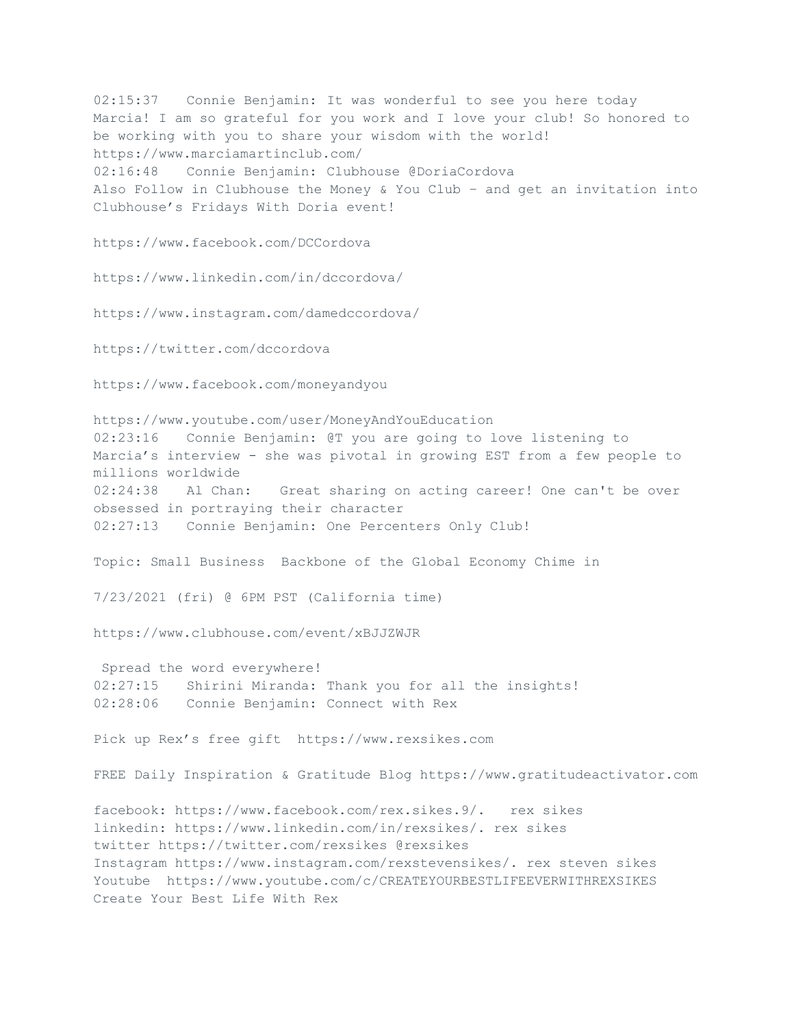02:15:37 Connie Benjamin: It was wonderful to see you here today Marcia! I am so grateful for you work and I love your club! So honored to be working with you to share your wisdom with the world! https://www.marciamartinclub.com/

02:16:48 Connie Benjamin: Clubhouse @DoriaCordova
Also Follow in Clubhouse the Money & You Club - and get an invitation into Clubhouse's Fridays With Doria event!

https://www.facebook.com/DCCordova

https://www.linkedin.com/in/dccordova/

https://www.instagram.com/damedccordova/

https://twitter.com/dccordova

https://www.facebook.com/moneyandyou

https://www.youtube.com/user/MoneyAndYouEducation

02:23:16 Connie Benjamin: @T you are going to love listening to Marcia's interview - she was pivotal in growing EST from a few people to millions worldwide

02:24:38 Al Chan: Great sharing on acting career! One can't be over obsessed in portraying their character

02:27:13 Connie Benjamin: One Percenters Only Club!

Topic: Small Business Backbone of the Global Economy Chime in

7/23/2021 (fri) @ 6PM PST (California time)

https://www.clubhouse.com/event/xBJJZWJR

Spread the word everywhere!

02:27:15 Shirini Miranda: Thank you for all the insights!

02:28:06 Connie Benjamin: Connect with Rex

Pick up Rex's free gift https://www.rexsikes.com

FREE Daily Inspiration & Gratitude Blog https://www.gratitudeactivator.com

facebook: https://www.facebook.com/rex.sikes.9/. rex sikes
linkedin: https://www.linkedin.com/in/rexsikes/. rex sikes
twitter https://twitter.com/rexsikes @rexsikes
Instagram https://www.instagram.com/rexstevensikes/. rex steven sikes
Youtube https://www.youtube.com/c/CREATEYOURBESTLIFEEVERWITHREXSIKES
Create Your Best Life With Rex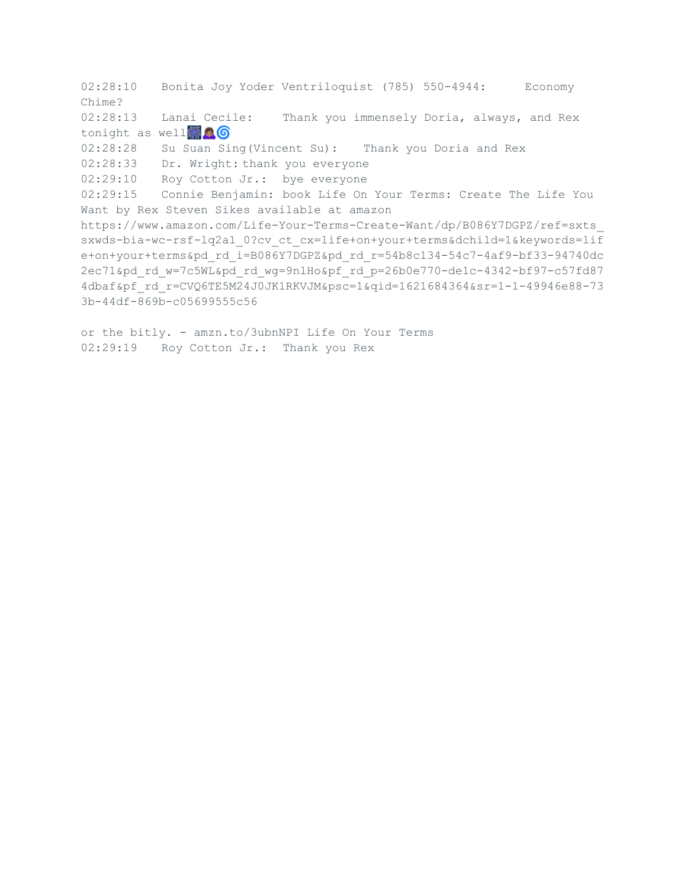02:28:10 Bonita Joy Yoder Ventriloquist (785) 550-4944: Economy Chime?

02:28:13 Lanai Cecile: Thank you immensely Doria, always, and Rex tonight as well🎆🙇🏽‍♀️🌀

02:28:28 Su Suan Sing(Vincent Su): Thank you Doria and Rex

02:28:33 Dr. Wright: thank you everyone

02:29:10 Roy Cotton Jr.: bye everyone

02:29:15 Connie Benjamin: book Life On Your Terms: Create The Life You Want by Rex Steven Sikes available at amazon https://www.amazon.com/Life-Your-Terms-Create-Want/dp/B086Y7DGPZ/ref=sxts_sxwds-bia-wc-rsf-lq2a1_0?cv_ct_cx=life+on+your+terms&dchild=1&keywords=life+on+your+terms&pd_rd_i=B086Y7DGPZ&pd_rd_r=54b8c134-54c7-4af9-bf33-94740dc2ec71&pd_rd_w=7c5WL&pd_rd_wg=9nlHo&pf_rd_p=26b0e770-de1c-4342-bf97-c57fd874dbaf&pf_rd_r=CVQ6TE5M24J0JK1RKVJM&psc=1&qid=1621684364&sr=1-1-49946e88-733b-44df-869b-c05699555c56

or the bitly. - amzn.to/3ubnNPI Life On Your Terms

02:29:19 Roy Cotton Jr.: Thank you Rex